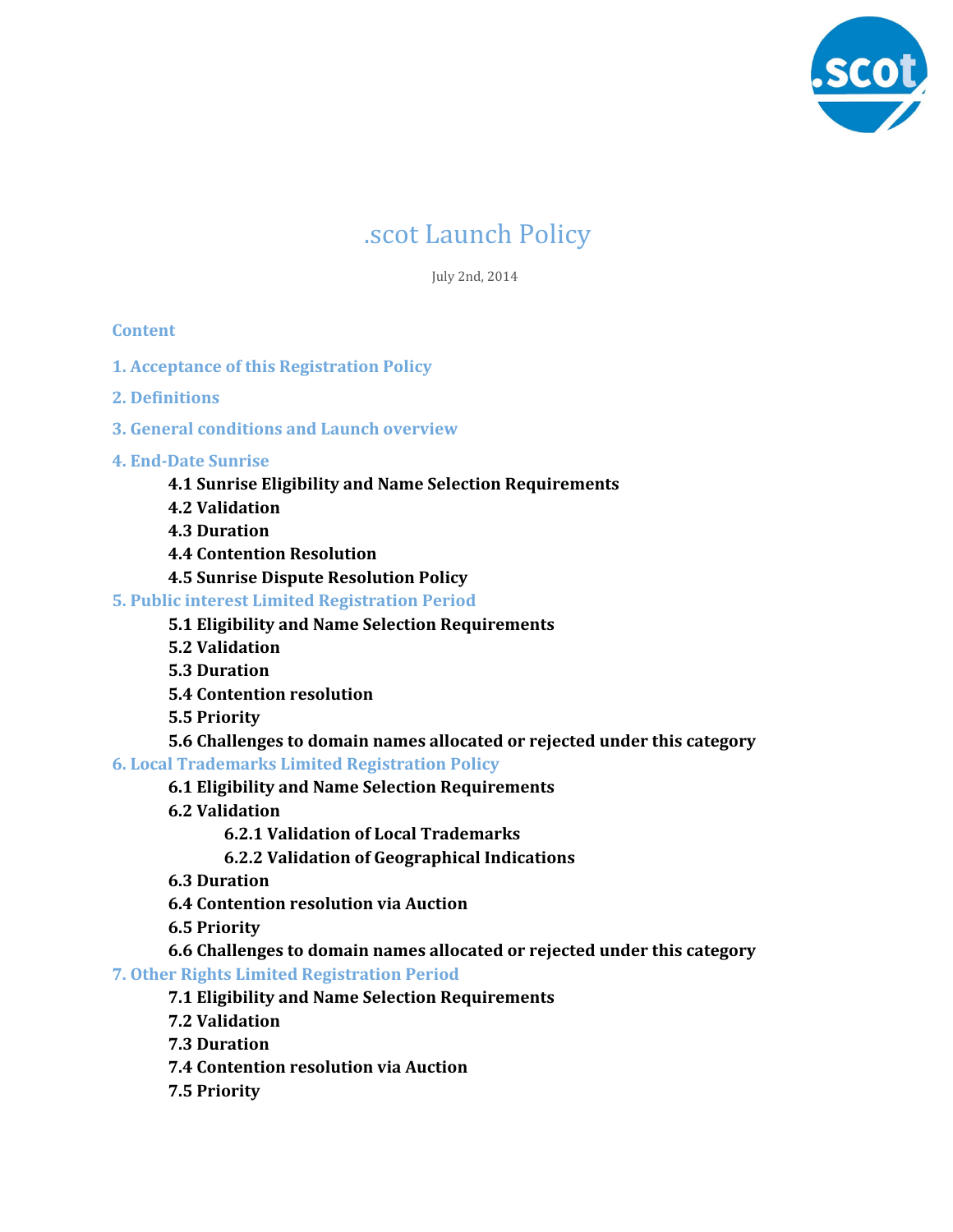# .scot Launch Policy

July 2nd, 2014

**Content**

**1. Acceptance of this Registration Policy**

**2. Definitions**

**3. General conditions and Launch overview**

**4. End-Date Sunrise**

- **4.1 Sunrise Eligibility and Name Selection Requirements**
- **4.2 Validation**
- **4.3 Duration**
- **4.4 Contention Resolution**
- **4.5 Sunrise Dispute Resolution Policy**

**5. Public interest Limited Registration Period**

- **5.1 Eligibility and Name Selection Requirements**
- **5.2 Validation**
- **5.3 Duration**
- **5.4 Contention resolution**
- **5.5 Priority**
- **5.6 Challenges to domain names allocated or rejected under this category**

**6. Local Trademarks Limited Registration Policy**

- **6.1 Eligibility and Name Selection Requirements**
- **6.2 Validation**
  - **6.2.1 Validation of Local Trademarks**
  - **6.2.2 Validation of Geographical Indications**
- **6.3 Duration**
- **6.4 Contention resolution via Auction**
- **6.5 Priority**
- **6.6 Challenges to domain names allocated or rejected under this category**

**7. Other Rights Limited Registration Period**

- **7.1 Eligibility and Name Selection Requirements**
- **7.2 Validation**
- **7.3 Duration**
- **7.4 Contention resolution via Auction**
- **7.5 Priority**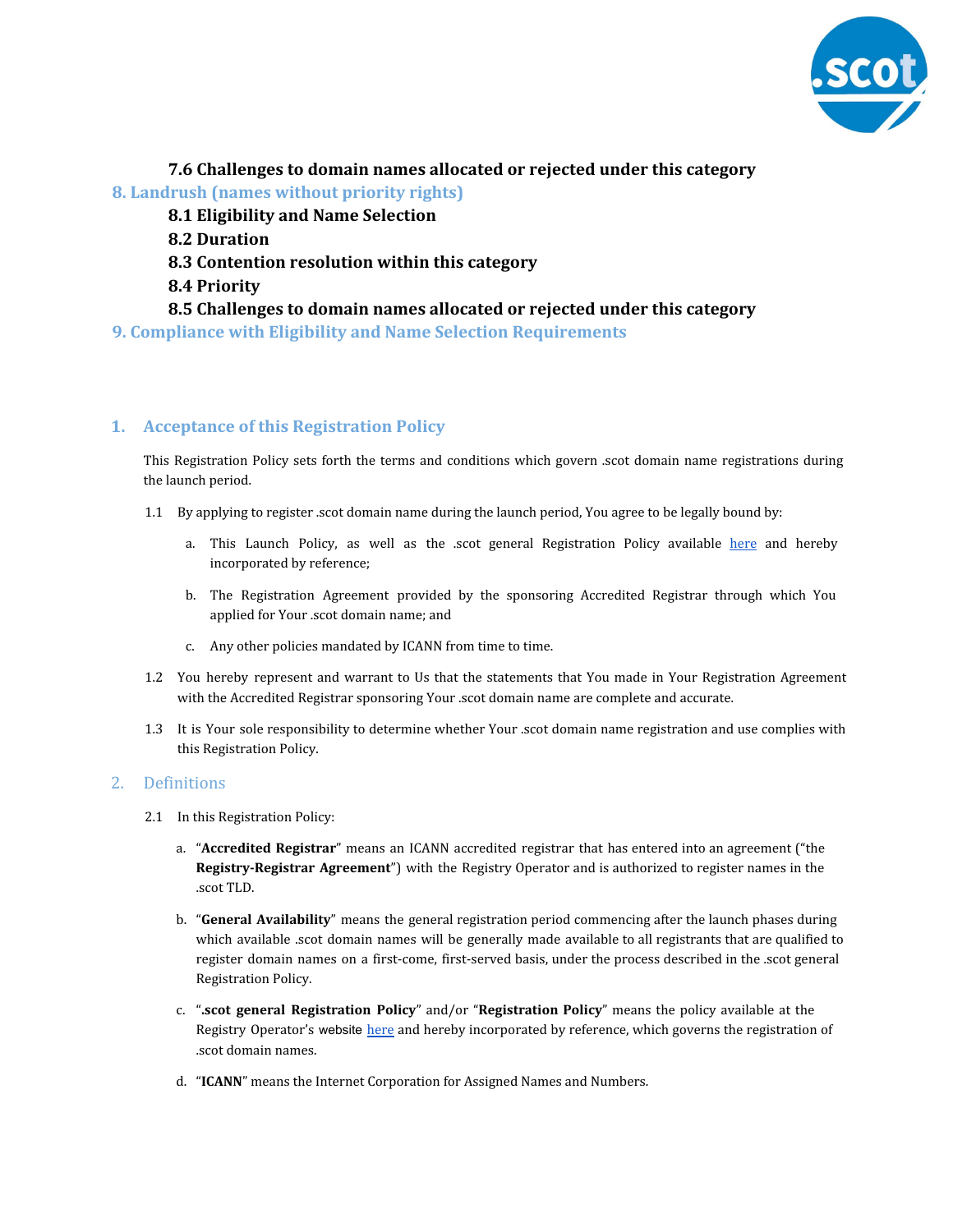**7.6 Challenges to domain names allocated or rejected under this category**

**8. Landrush (names without priority rights)**

**8.1 Eligibility and Name Selection**

**8.2 Duration**

**8.3 Contention resolution within this category**

**8.4 Priority**

**8.5 Challenges to domain names allocated or rejected under this category**

**9. Compliance with Eligibility and Name Selection Requirements**

## 1. Acceptance of this Registration Policy

This Registration Policy sets forth the terms and conditions which govern .scot domain name registrations during the launch period.

1.1 By applying to register .scot domain name during the launch period, You agree to be legally bound by:

a. This Launch Policy, as well as the .scot general Registration Policy available here and hereby incorporated by reference;

b. The Registration Agreement provided by the sponsoring Accredited Registrar through which You applied for Your .scot domain name; and

c. Any other policies mandated by ICANN from time to time.

1.2 You hereby represent and warrant to Us that the statements that You made in Your Registration Agreement with the Accredited Registrar sponsoring Your .scot domain name are complete and accurate.

1.3 It is Your sole responsibility to determine whether Your .scot domain name registration and use complies with this Registration Policy.

## 2. Definitions

2.1 In this Registration Policy:

a. "**Accredited Registrar**" means an ICANN accredited registrar that has entered into an agreement ("the **Registry-Registrar Agreement**") with the Registry Operator and is authorized to register names in the .scot TLD.

b. "**General Availability**" means the general registration period commencing after the launch phases during which available .scot domain names will be generally made available to all registrants that are qualified to register domain names on a first-come, first-served basis, under the process described in the .scot general Registration Policy.

c. "**.scot general Registration Policy**" and/or "**Registration Policy**" means the policy available at the Registry Operator's website here and hereby incorporated by reference, which governs the registration of .scot domain names.

d. "**ICANN**" means the Internet Corporation for Assigned Names and Numbers.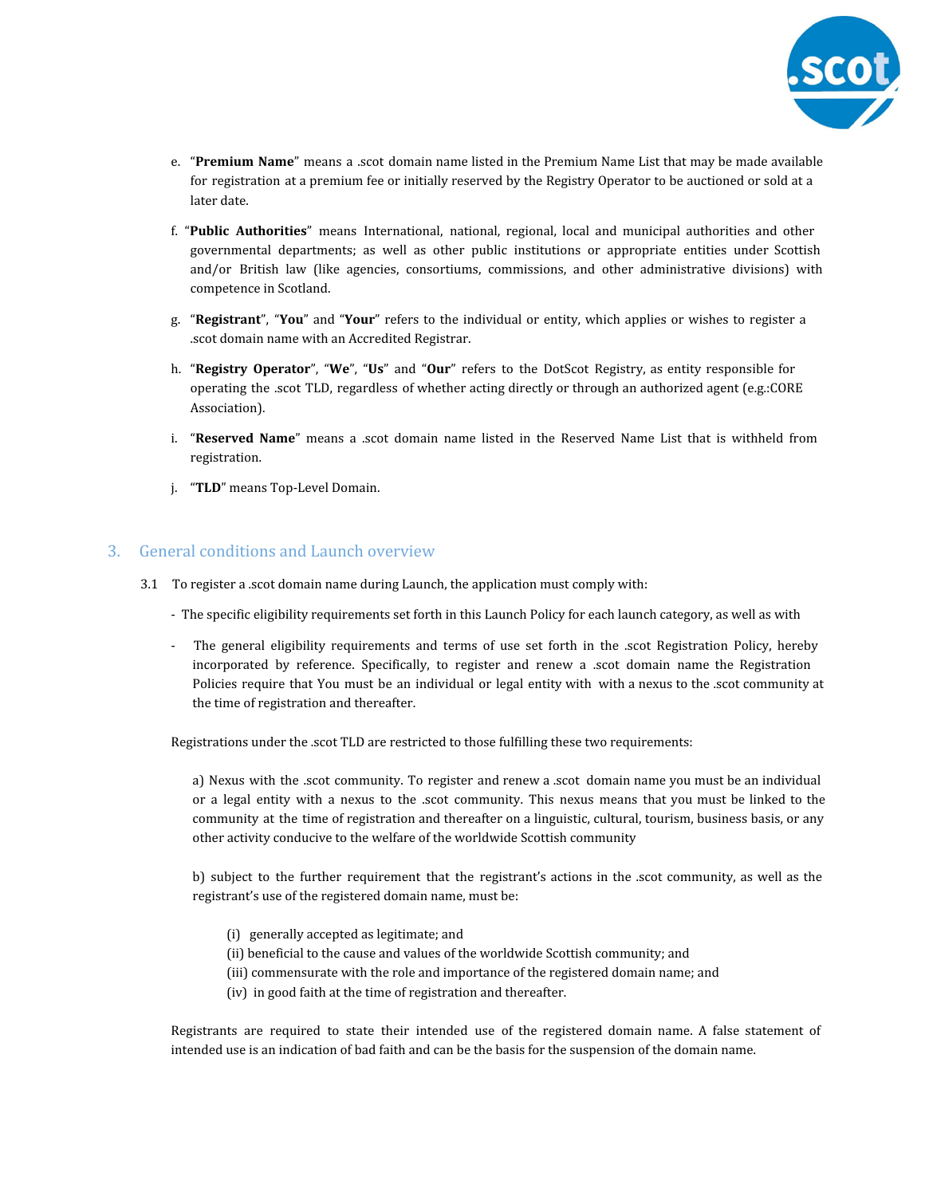e. "**Premium Name**" means a .scot domain name listed in the Premium Name List that may be made available for registration at a premium fee or initially reserved by the Registry Operator to be auctioned or sold at a later date.

f. "**Public Authorities**" means International, national, regional, local and municipal authorities and other governmental departments; as well as other public institutions or appropriate entities under Scottish and/or British law (like agencies, consortiums, commissions, and other administrative divisions) with competence in Scotland.

g. "**Registrant**", "**You**" and "**Your**" refers to the individual or entity, which applies or wishes to register a .scot domain name with an Accredited Registrar.

h. "**Registry Operator**", "**We**", "**Us**" and "**Our**" refers to the DotScot Registry, as entity responsible for operating the .scot TLD, regardless of whether acting directly or through an authorized agent (e.g.:CORE Association).

i. "**Reserved Name**" means a .scot domain name listed in the Reserved Name List that is withheld from registration.

j. "**TLD**" means Top-Level Domain.

## 3. General conditions and Launch overview

3.1 To register a .scot domain name during Launch, the application must comply with:

- The specific eligibility requirements set forth in this Launch Policy for each launch category, as well as with
- The general eligibility requirements and terms of use set forth in the .scot Registration Policy, hereby incorporated by reference. Specifically, to register and renew a .scot domain name the Registration Policies require that You must be an individual or legal entity with with a nexus to the .scot community at the time of registration and thereafter.

Registrations under the .scot TLD are restricted to those fulfilling these two requirements:

a) Nexus with the .scot community. To register and renew a .scot domain name you must be an individual or a legal entity with a nexus to the .scot community. This nexus means that you must be linked to the community at the time of registration and thereafter on a linguistic, cultural, tourism, business basis, or any other activity conducive to the welfare of the worldwide Scottish community

b) subject to the further requirement that the registrant's actions in the .scot community, as well as the registrant's use of the registered domain name, must be:

(i) generally accepted as legitimate; and
(ii) beneficial to the cause and values of the worldwide Scottish community; and
(iii) commensurate with the role and importance of the registered domain name; and
(iv) in good faith at the time of registration and thereafter.

Registrants are required to state their intended use of the registered domain name. A false statement of intended use is an indication of bad faith and can be the basis for the suspension of the domain name.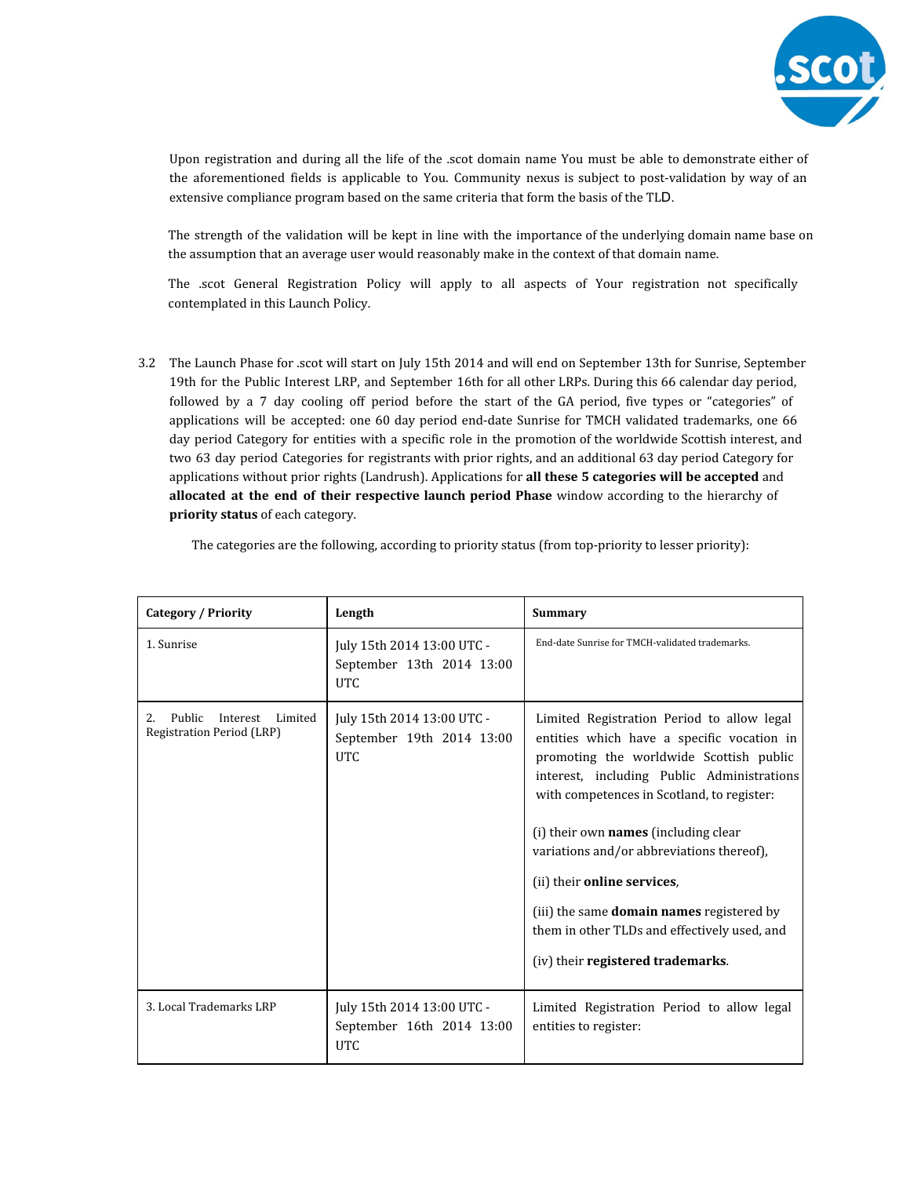Upon registration and during all the life of the .scot domain name You must be able to demonstrate either of the aforementioned fields is applicable to You. Community nexus is subject to post-validation by way of an extensive compliance program based on the same criteria that form the basis of the TLD.

The strength of the validation will be kept in line with the importance of the underlying domain name base on the assumption that an average user would reasonably make in the context of that domain name.

The .scot General Registration Policy will apply to all aspects of Your registration not specifically contemplated in this Launch Policy.

3.2 The Launch Phase for .scot will start on July 15th 2014 and will end on September 13th for Sunrise, September 19th for the Public Interest LRP, and September 16th for all other LRPs. During this 66 calendar day period, followed by a 7 day cooling off period before the start of the GA period, five types or "categories" of applications will be accepted: one 60 day period end-date Sunrise for TMCH validated trademarks, one 66 day period Category for entities with a specific role in the promotion of the worldwide Scottish interest, and two 63 day period Categories for registrants with prior rights, and an additional 63 day period Category for applications without prior rights (Landrush). Applications for **all these 5 categories will be accepted** and **allocated at the end of their respective launch period Phase** window according to the hierarchy of **priority status** of each category.

The categories are the following, according to priority status (from top-priority to lesser priority):

| Category / Priority | Length | Summary |
|---|---|---|
| 1. Sunrise | July 15th 2014 13:00 UTC - September 13th 2014 13:00 UTC | End-date Sunrise for TMCH-validated trademarks. |
| 2. Public Interest Limited Registration Period (LRP) | July 15th 2014 13:00 UTC - September 19th 2014 13:00 UTC | Limited Registration Period to allow legal entities which have a specific vocation in promoting the worldwide Scottish public interest, including Public Administrations with competences in Scotland, to register:<br><br>(i) their own **names** (including clear variations and/or abbreviations thereof),<br><br>(ii) their **online services**,<br><br>(iii) the same **domain names** registered by them in other TLDs and effectively used, and<br><br>(iv) their **registered trademarks**. |
| 3. Local Trademarks LRP | July 15th 2014 13:00 UTC - September 16th 2014 13:00 UTC | Limited Registration Period to allow legal entities to register: |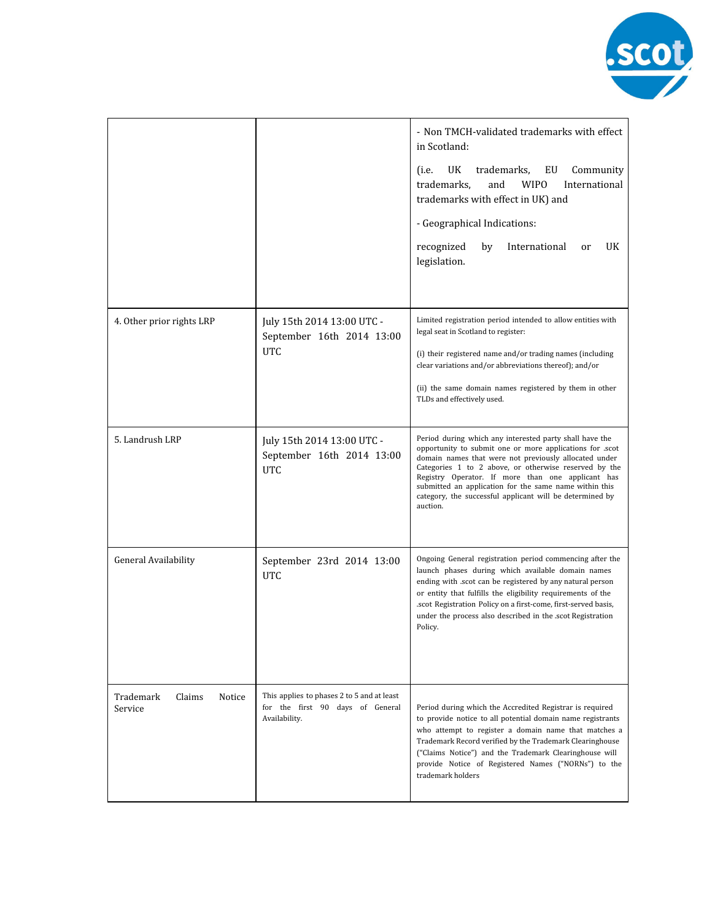|  |  |  |
|---|---|---|
|  |  | - Non TMCH-validated trademarks with effect in Scotland: (i.e. UK trademarks, EU Community trademarks, and WIPO International trademarks with effect in UK) and - Geographical Indications: recognized by International or UK legislation. |
| 4. Other prior rights LRP | July 15th 2014 13:00 UTC - September 16th 2014 13:00 UTC | Limited registration period intended to allow entities with legal seat in Scotland to register: (i) their registered name and/or trading names (including clear variations and/or abbreviations thereof); and/or (ii) the same domain names registered by them in other TLDs and effectively used. |
| 5. Landrush LRP | July 15th 2014 13:00 UTC - September 16th 2014 13:00 UTC | Period during which any interested party shall have the opportunity to submit one or more applications for .scot domain names that were not previously allocated under Categories 1 to 2 above, or otherwise reserved by the Registry Operator. If more than one applicant has submitted an application for the same name within this category, the successful applicant will be determined by auction. |
| General Availability | September 23rd 2014 13:00 UTC | Ongoing General registration period commencing after the launch phases during which available domain names ending with .scot can be registered by any natural person or entity that fulfills the eligibility requirements of the .scot Registration Policy on a first-come, first-served basis, under the process also described in the .scot Registration Policy. |
| Trademark Claims Notice Service | This applies to phases 2 to 5 and at least for the first 90 days of General Availability. | Period during which the Accredited Registrar is required to provide notice to all potential domain name registrants who attempt to register a domain name that matches a Trademark Record verified by the Trademark Clearinghouse ("Claims Notice") and the Trademark Clearinghouse will provide Notice of Registered Names ("NORNs") to the trademark holders |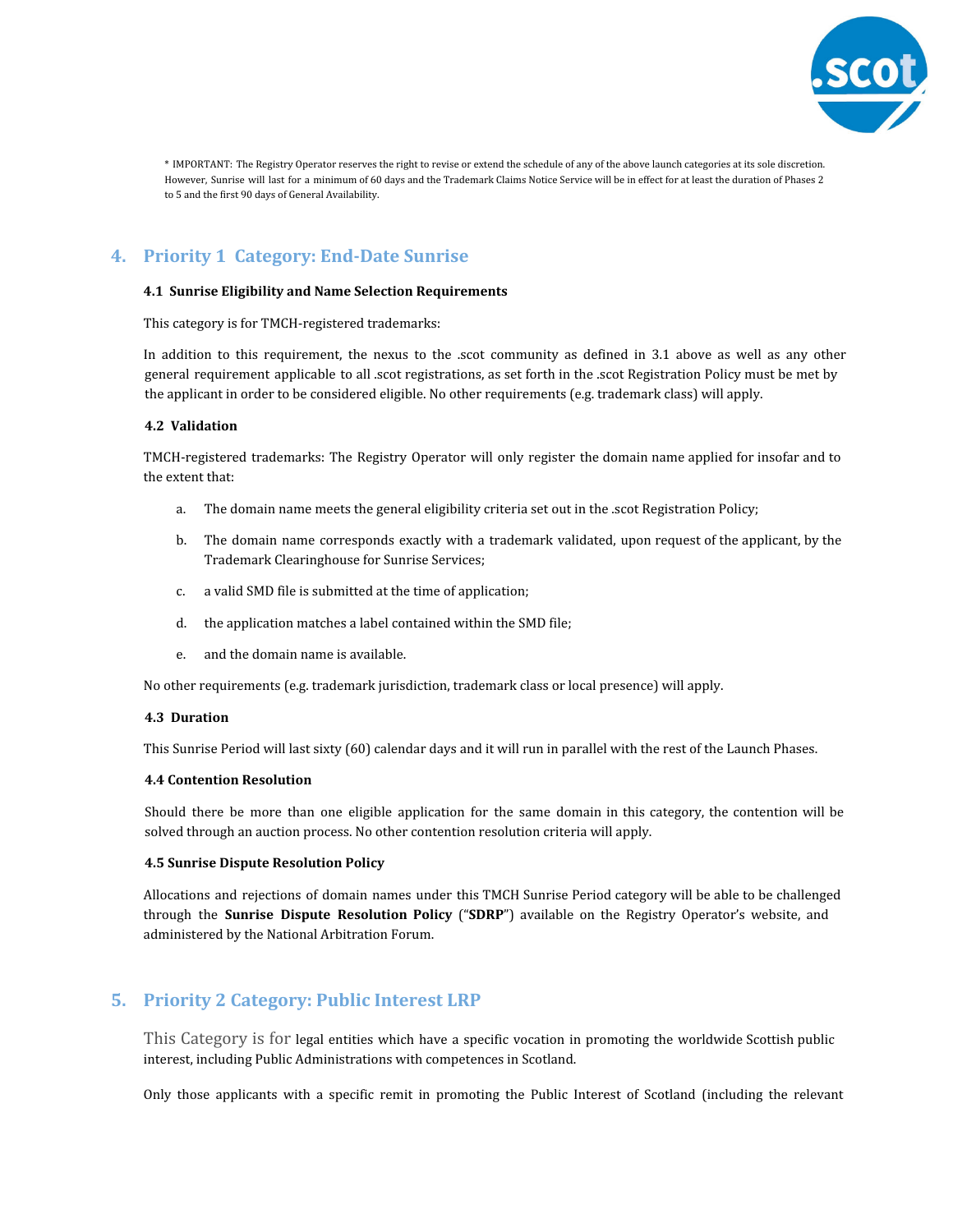* IMPORTANT: The Registry Operator reserves the right to revise or extend the schedule of any of the above launch categories at its sole discretion. However, Sunrise will last for a minimum of 60 days and the Trademark Claims Notice Service will be in effect for at least the duration of Phases 2 to 5 and the first 90 days of General Availability.

## 4. Priority 1 Category: End-Date Sunrise

### 4.1 Sunrise Eligibility and Name Selection Requirements

This category is for TMCH-registered trademarks:

In addition to this requirement, the nexus to the .scot community as defined in 3.1 above as well as any other general requirement applicable to all .scot registrations, as set forth in the .scot Registration Policy must be met by the applicant in order to be considered eligible. No other requirements (e.g. trademark class) will apply.

### 4.2 Validation

TMCH-registered trademarks: The Registry Operator will only register the domain name applied for insofar and to the extent that:

a. The domain name meets the general eligibility criteria set out in the .scot Registration Policy;

b. The domain name corresponds exactly with a trademark validated, upon request of the applicant, by the Trademark Clearinghouse for Sunrise Services;

c. a valid SMD file is submitted at the time of application;

d. the application matches a label contained within the SMD file;

e. and the domain name is available.

No other requirements (e.g. trademark jurisdiction, trademark class or local presence) will apply.

### 4.3 Duration

This Sunrise Period will last sixty (60) calendar days and it will run in parallel with the rest of the Launch Phases.

### 4.4 Contention Resolution

Should there be more than one eligible application for the same domain in this category, the contention will be solved through an auction process. No other contention resolution criteria will apply.

### 4.5 Sunrise Dispute Resolution Policy

Allocations and rejections of domain names under this TMCH Sunrise Period category will be able to be challenged through the **Sunrise Dispute Resolution Policy** ("**SDRP**") available on the Registry Operator's website, and administered by the National Arbitration Forum.

## 5. Priority 2 Category: Public Interest LRP

This Category is for legal entities which have a specific vocation in promoting the worldwide Scottish public interest, including Public Administrations with competences in Scotland.

Only those applicants with a specific remit in promoting the Public Interest of Scotland (including the relevant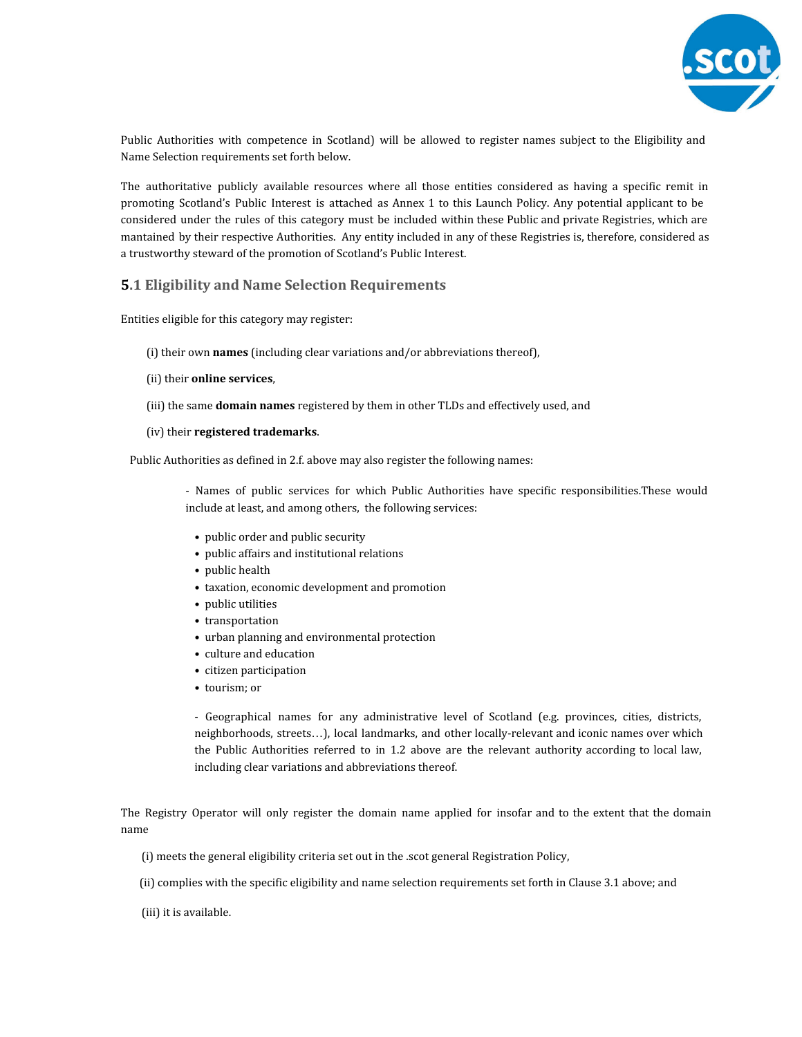Public Authorities with competence in Scotland) will be allowed to register names subject to the Eligibility and Name Selection requirements set forth below.

The authoritative publicly available resources where all those entities considered as having a specific remit in promoting Scotland's Public Interest is attached as Annex 1 to this Launch Policy. Any potential applicant to be considered under the rules of this category must be included within these Public and private Registries, which are mantained by their respective Authorities. Any entity included in any of these Registries is, therefore, considered as a trustworthy steward of the promotion of Scotland's Public Interest.

### 5.1 Eligibility and Name Selection Requirements

Entities eligible for this category may register:

(i) their own **names** (including clear variations and/or abbreviations thereof),

(ii) their **online services**,

(iii) the same **domain names** registered by them in other TLDs and effectively used, and

(iv) their **registered trademarks**.

Public Authorities as defined in 2.f. above may also register the following names:

- Names of public services for which Public Authorities have specific responsibilities.These would include at least, and among others, the following services:

  - public order and public security
  - public affairs and institutional relations
  - public health
  - taxation, economic development and promotion
  - public utilities
  - transportation
  - urban planning and environmental protection
  - culture and education
  - citizen participation
  - tourism; or

- Geographical names for any administrative level of Scotland (e.g. provinces, cities, districts, neighborhoods, streets…), local landmarks, and other locally-relevant and iconic names over which the Public Authorities referred to in 1.2 above are the relevant authority according to local law, including clear variations and abbreviations thereof.

The Registry Operator will only register the domain name applied for insofar and to the extent that the domain name

(i) meets the general eligibility criteria set out in the .scot general Registration Policy,

(ii) complies with the specific eligibility and name selection requirements set forth in Clause 3.1 above; and

(iii) it is available.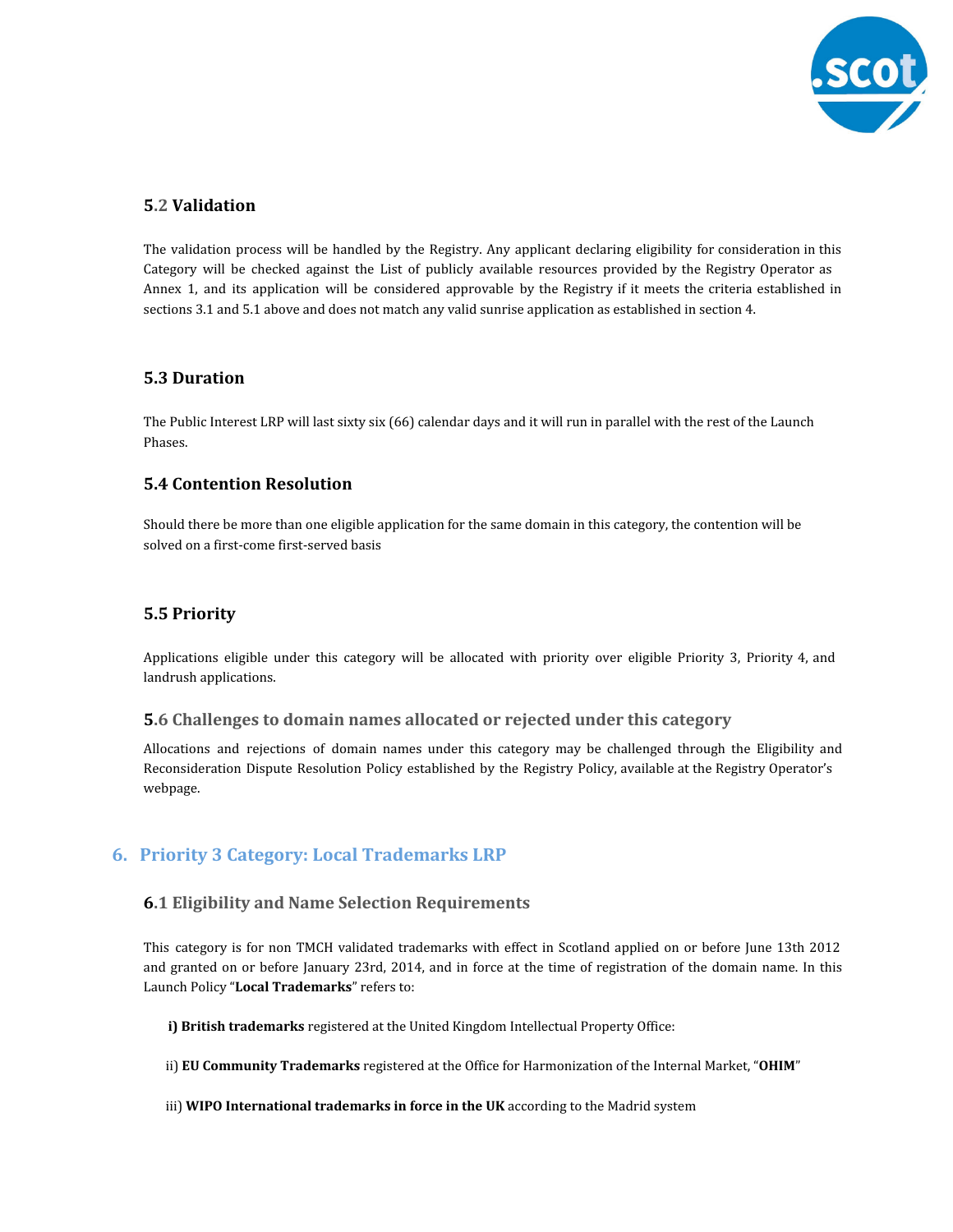### 5.2 Validation

The validation process will be handled by the Registry. Any applicant declaring eligibility for consideration in this Category will be checked against the List of publicly available resources provided by the Registry Operator as Annex 1, and its application will be considered approvable by the Registry if it meets the criteria established in sections 3.1 and 5.1 above and does not match any valid sunrise application as established in section 4.

### 5.3 Duration

The Public Interest LRP will last sixty six (66) calendar days and it will run in parallel with the rest of the Launch Phases.

### 5.4 Contention Resolution

Should there be more than one eligible application for the same domain in this category, the contention will be solved on a first-come first-served basis

### 5.5 Priority

Applications eligible under this category will be allocated with priority over eligible Priority 3, Priority 4, and landrush applications.

### 5.6 Challenges to domain names allocated or rejected under this category

Allocations and rejections of domain names under this category may be challenged through the Eligibility and Reconsideration Dispute Resolution Policy established by the Registry Policy, available at the Registry Operator's webpage.

## 6. Priority 3 Category: Local Trademarks LRP

### 6.1 Eligibility and Name Selection Requirements

This category is for non TMCH validated trademarks with effect in Scotland applied on or before June 13th 2012 and granted on or before January 23rd, 2014, and in force at the time of registration of the domain name. In this Launch Policy "**Local Trademarks**" refers to:

**i) British trademarks** registered at the United Kingdom Intellectual Property Office:

ii) **EU Community Trademarks** registered at the Office for Harmonization of the Internal Market, "**OHIM**"

iii) **WIPO International trademarks in force in the UK** according to the Madrid system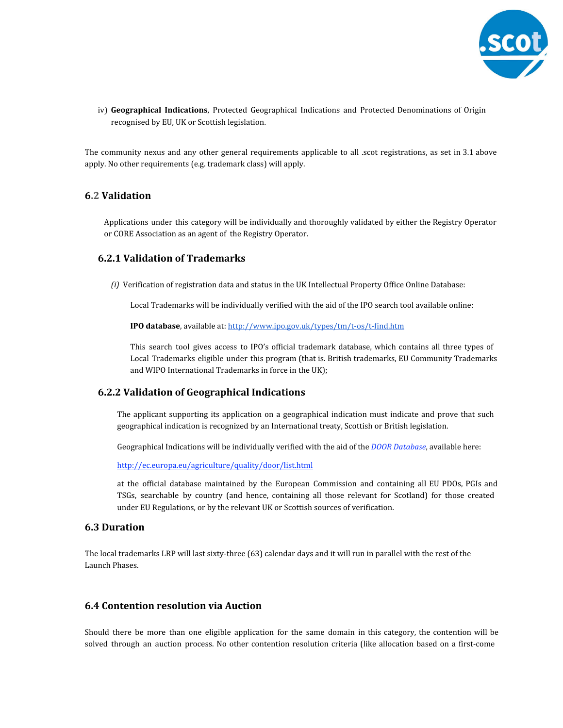iv) **Geographical Indications**, Protected Geographical Indications and Protected Denominations of Origin recognised by EU, UK or Scottish legislation.

The community nexus and any other general requirements applicable to all .scot registrations, as set in 3.1 above apply. No other requirements (e.g. trademark class) will apply.

## 6.2 Validation

Applications under this category will be individually and thoroughly validated by either the Registry Operator or CORE Association as an agent of the Registry Operator.

### 6.2.1 Validation of Trademarks

*(i)* Verification of registration data and status in the UK Intellectual Property Office Online Database:

Local Trademarks will be individually verified with the aid of the IPO search tool available online:

**IPO database**, available at: http://www.ipo.gov.uk/types/tm/t-os/t-find.htm

This search tool gives access to IPO's official trademark database, which contains all three types of Local Trademarks eligible under this program (that is. British trademarks, EU Community Trademarks and WIPO International Trademarks in force in the UK);

### 6.2.2 Validation of Geographical Indications

The applicant supporting its application on a geographical indication must indicate and prove that such geographical indication is recognized by an International treaty, Scottish or British legislation.

Geographical Indications will be individually verified with the aid of the *DOOR Database*, available here:

http://ec.europa.eu/agriculture/quality/door/list.html

at the official database maintained by the European Commission and containing all EU PDOs, PGIs and TSGs, searchable by country (and hence, containing all those relevant for Scotland) for those created under EU Regulations, or by the relevant UK or Scottish sources of verification.

## 6.3 Duration

The local trademarks LRP will last sixty-three (63) calendar days and it will run in parallel with the rest of the Launch Phases.

## 6.4 Contention resolution via Auction

Should there be more than one eligible application for the same domain in this category, the contention will be solved through an auction process. No other contention resolution criteria (like allocation based on a first-come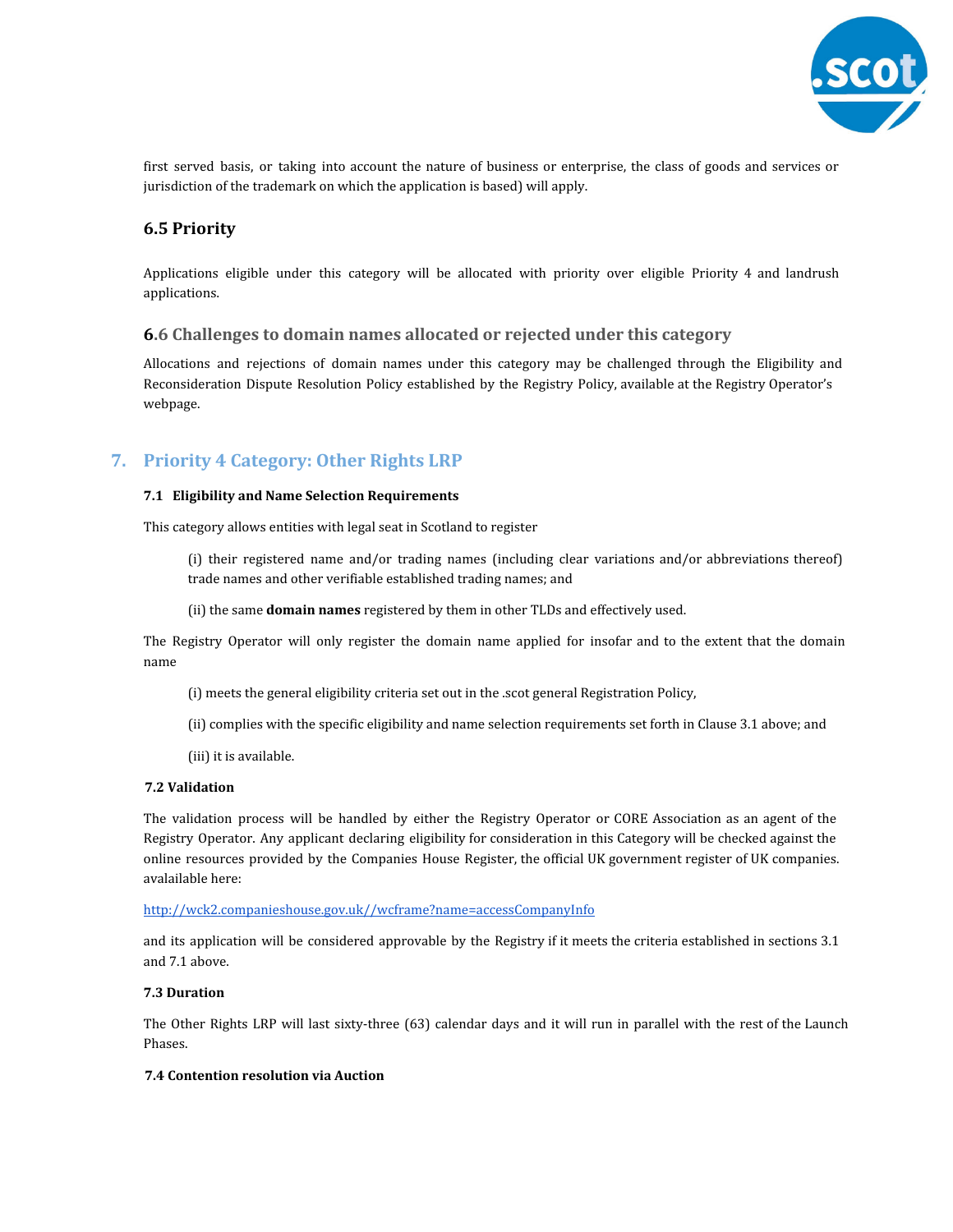first served basis, or taking into account the nature of business or enterprise, the class of goods and services or jurisdiction of the trademark on which the application is based) will apply.

### 6.5 Priority

Applications eligible under this category will be allocated with priority over eligible Priority 4 and landrush applications.

### 6.6 Challenges to domain names allocated or rejected under this category

Allocations and rejections of domain names under this category may be challenged through the Eligibility and Reconsideration Dispute Resolution Policy established by the Registry Policy, available at the Registry Operator's webpage.

## 7. Priority 4 Category: Other Rights LRP

#### 7.1 Eligibility and Name Selection Requirements

This category allows entities with legal seat in Scotland to register

(i) their registered name and/or trading names (including clear variations and/or abbreviations thereof) trade names and other verifiable established trading names; and

(ii) the same **domain names** registered by them in other TLDs and effectively used.

The Registry Operator will only register the domain name applied for insofar and to the extent that the domain name

(i) meets the general eligibility criteria set out in the .scot general Registration Policy,

(ii) complies with the specific eligibility and name selection requirements set forth in Clause 3.1 above; and

(iii) it is available.

#### 7.2 Validation

The validation process will be handled by either the Registry Operator or CORE Association as an agent of the Registry Operator. Any applicant declaring eligibility for consideration in this Category will be checked against the online resources provided by the Companies House Register, the official UK government register of UK companies. avalailable here:

http://wck2.companieshouse.gov.uk//wcframe?name=accessCompanyInfo

and its application will be considered approvable by the Registry if it meets the criteria established in sections 3.1 and 7.1 above.

#### 7.3 Duration

The Other Rights LRP will last sixty-three (63) calendar days and it will run in parallel with the rest of the Launch Phases.

#### 7.4 Contention resolution via Auction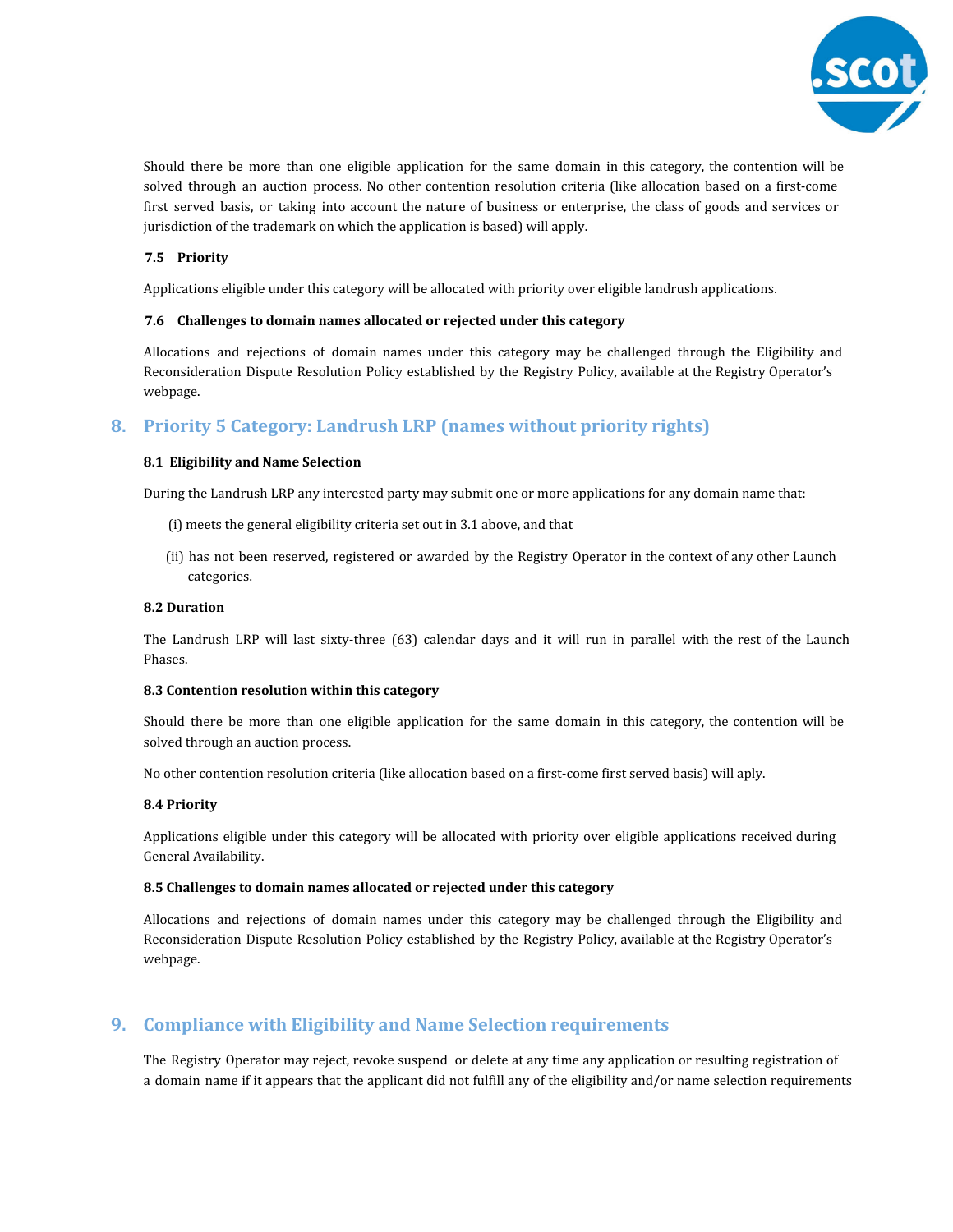Should there be more than one eligible application for the same domain in this category, the contention will be solved through an auction process. No other contention resolution criteria (like allocation based on a first-come first served basis, or taking into account the nature of business or enterprise, the class of goods and services or jurisdiction of the trademark on which the application is based) will apply.

### 7.5 Priority

Applications eligible under this category will be allocated with priority over eligible landrush applications.

### 7.6 Challenges to domain names allocated or rejected under this category

Allocations and rejections of domain names under this category may be challenged through the Eligibility and Reconsideration Dispute Resolution Policy established by the Registry Policy, available at the Registry Operator's webpage.

## 8. Priority 5 Category: Landrush LRP (names without priority rights)

### 8.1 Eligibility and Name Selection

During the Landrush LRP any interested party may submit one or more applications for any domain name that:

(i) meets the general eligibility criteria set out in 3.1 above, and that

(ii) has not been reserved, registered or awarded by the Registry Operator in the context of any other Launch categories.

### 8.2 Duration

The Landrush LRP will last sixty-three (63) calendar days and it will run in parallel with the rest of the Launch Phases.

### 8.3 Contention resolution within this category

Should there be more than one eligible application for the same domain in this category, the contention will be solved through an auction process.

No other contention resolution criteria (like allocation based on a first-come first served basis) will aply.

### 8.4 Priority

Applications eligible under this category will be allocated with priority over eligible applications received during General Availability.

### 8.5 Challenges to domain names allocated or rejected under this category

Allocations and rejections of domain names under this category may be challenged through the Eligibility and Reconsideration Dispute Resolution Policy established by the Registry Policy, available at the Registry Operator's webpage.

## 9. Compliance with Eligibility and Name Selection requirements

The Registry Operator may reject, revoke suspend or delete at any time any application or resulting registration of a domain name if it appears that the applicant did not fulfill any of the eligibility and/or name selection requirements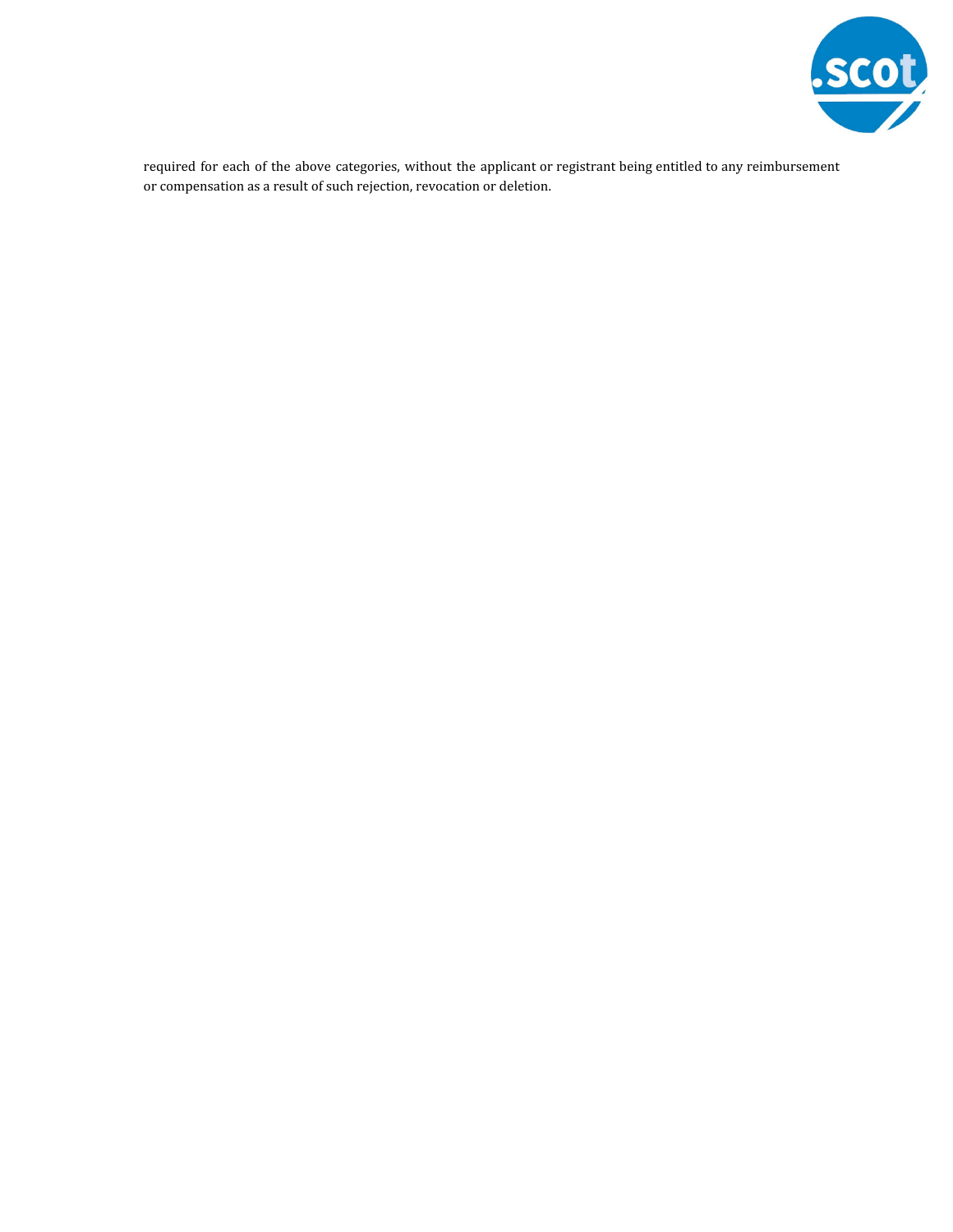required for each of the above categories, without the applicant or registrant being entitled to any reimbursement or compensation as a result of such rejection, revocation or deletion.